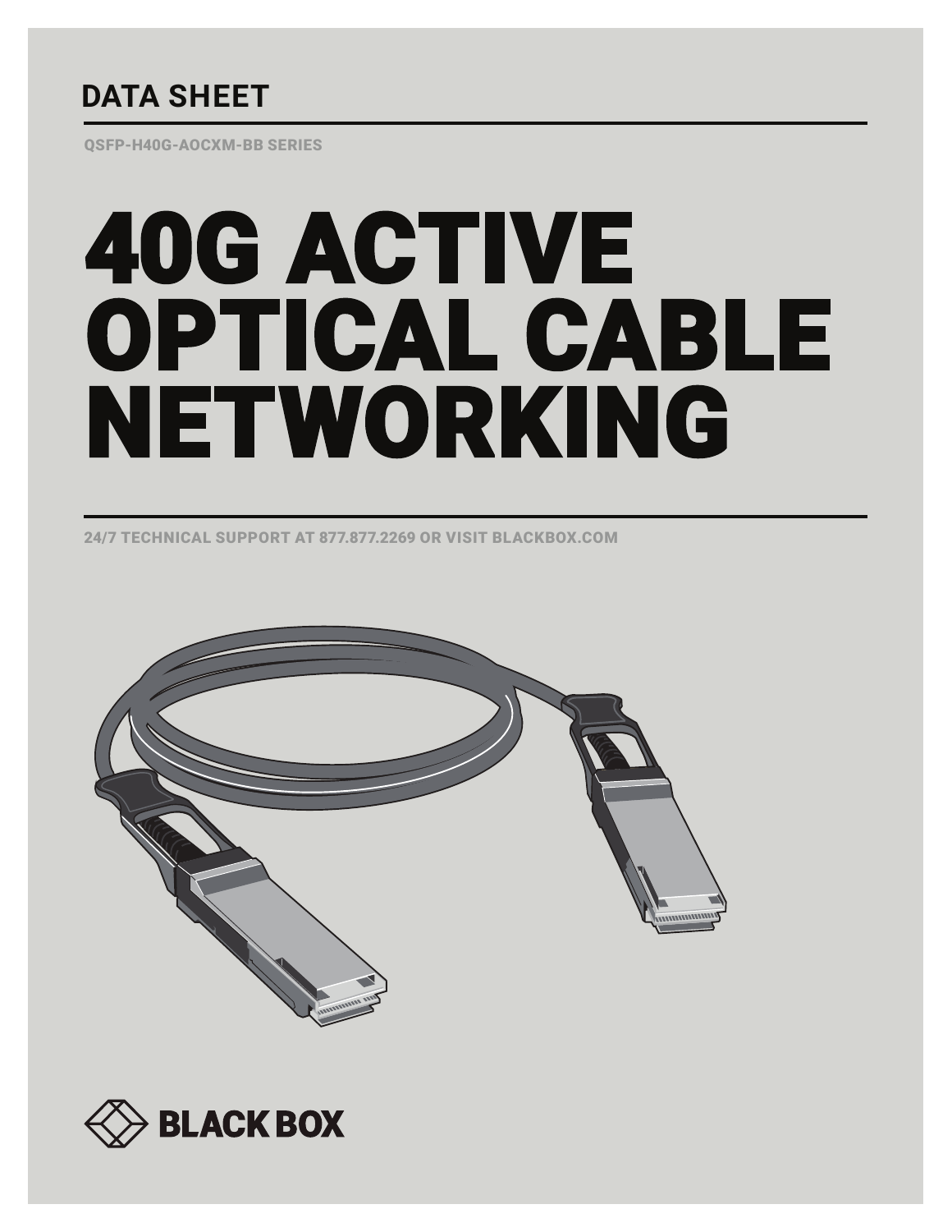DATA SHEET

QSFP-H40G-AOCXM-BB SERIES

# 40G ACTIVE OPTICAL CABLE NETWORKING

24/7 TECHNICAL SUPPORT AT 877.877.2269 OR VISIT BLACKBOX.COM

BLACK BOX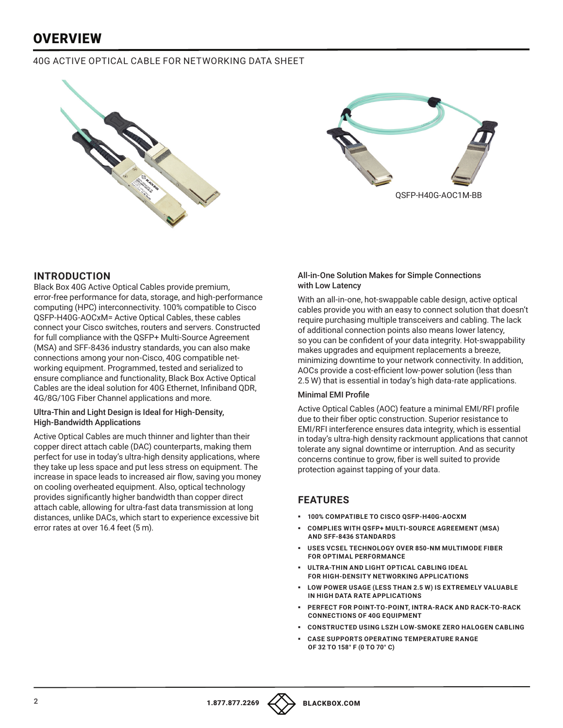# OVERVIEW

40G ACTIVE OPTICAL CABLE FOR NETWORKING DATA SHEET

QSFP-H40G-AOC1M-BB

## INTRODUCTION

Black Box 40G Active Optical Cables provide premium, error-free performance for data, storage, and high-performance computing (HPC) interconnectivity. 100% compatible to Cisco QSFP-H40G-AOCxM= Active Optical Cables, these cables connect your Cisco switches, routers and servers. Constructed for full compliance with the QSFP+ Multi-Source Agreement (MSA) and SFF-8436 industry standards, you can also make connections among your non-Cisco, 40G compatible networking equipment. Programmed, tested and serialized to ensure compliance and functionality, Black Box Active Optical Cables are the ideal solution for 40G Ethernet, Infiniband QDR, 4G/8G/10G Fiber Channel applications and more.

### Ultra-Thin and Light Design is Ideal for High-Density, High-Bandwidth Applications

Active Optical Cables are much thinner and lighter than their copper direct attach cable (DAC) counterparts, making them perfect for use in today's ultra-high density applications, where they take up less space and put less stress on equipment. The increase in space leads to increased air flow, saving you money on cooling overheated equipment. Also, optical technology provides significantly higher bandwidth than copper direct attach cable, allowing for ultra-fast data transmission at long distances, unlike DACs, which start to experience excessive bit error rates at over 16.4 feet (5 m).

### All-in-One Solution Makes for Simple Connections with Low Latency

With an all-in-one, hot-swappable cable design, active optical cables provide you with an easy to connect solution that doesn't require purchasing multiple transceivers and cabling. The lack of additional connection points also means lower latency, so you can be confident of your data integrity. Hot-swappability makes upgrades and equipment replacements a breeze, minimizing downtime to your network connectivity. In addition, AOCs provide a cost-efficient low-power solution (less than 2.5 W) that is essential in today's high data-rate applications.

### Minimal EMI Profile

Active Optical Cables (AOC) feature a minimal EMI/RFI profile due to their fiber optic construction. Superior resistance to EMI/RFI interference ensures data integrity, which is essential in today's ultra-high density rackmount applications that cannot tolerate any signal downtime or interruption. And as security concerns continue to grow, fiber is well suited to provide protection against tapping of your data.

## FEATURES

- **100% COMPATIBLE TO CISCO QSFP-H40G-AOCXM**
- **COMPLIES WITH QSFP+ MULTI-SOURCE AGREEMENT (MSA) AND SFF-8436 STANDARDS**
- **USES VCSEL TECHNOLOGY OVER 850-NM MULTIMODE FIBER FOR OPTIMAL PERFORMANCE**
- **ULTRA-THIN AND LIGHT OPTICAL CABLING IDEAL FOR HIGH-DENSITY NETWORKING APPLICATIONS**
- **LOW POWER USAGE (LESS THAN 2.5 W) IS EXTREMELY VALUABLE IN HIGH DATA RATE APPLICATIONS**
- **PERFECT FOR POINT-TO-POINT, INTRA-RACK AND RACK-TO-RACK CONNECTIONS OF 40G EQUIPMENT**
- **CONSTRUCTED USING LSZH LOW-SMOKE ZERO HALOGEN CABLING**
- **CASE SUPPORTS OPERATING TEMPERATURE RANGE OF 32 TO 158° F (0 TO 70° C)**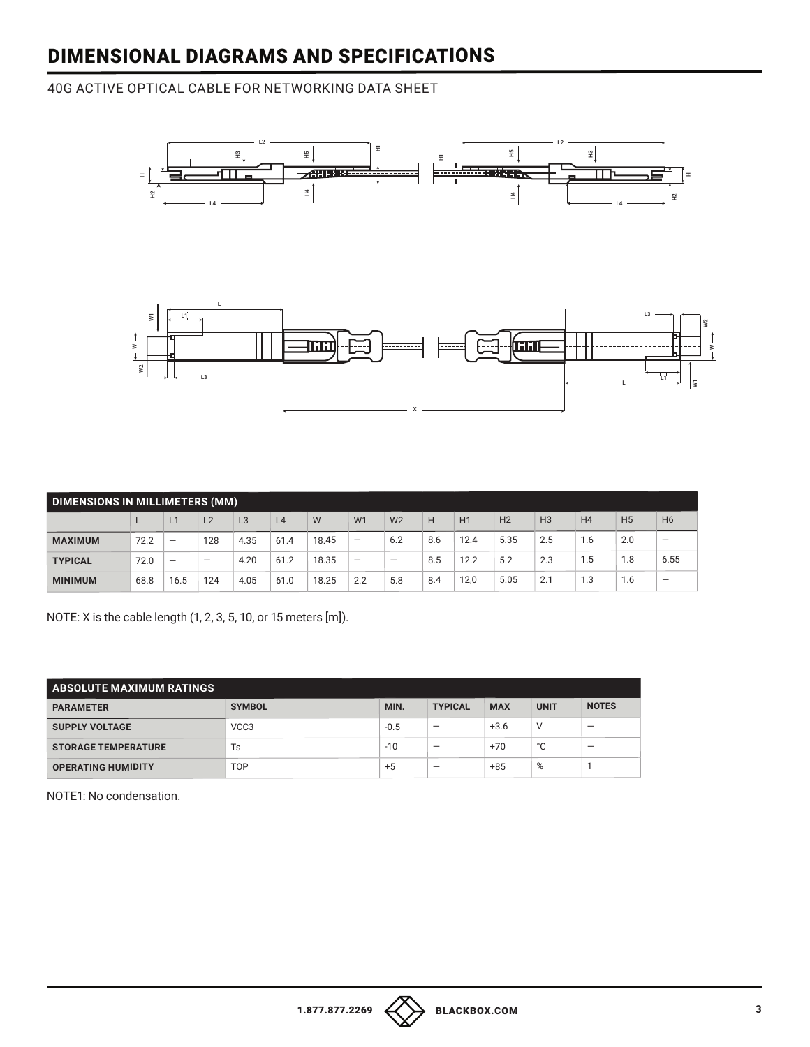# DIMENSIONAL DIAGRAMS AND SPECIFICATIONS

40G ACTIVE OPTICAL CABLE FOR NETWORKING DATA SHEET

| DIMENSIONS IN MILLIMETERS (MM) | | | | | | | | | | | | | | | |
|---|---|---|---|---|---|---|---|---|---|---|---|---|---|---|---|
| | L | L1 | L2 | L3 | L4 | W | W1 | W2 | H | H1 | H2 | H3 | H4 | H5 | H6 |
| **MAXIMUM** | 72.2 | — | 128 | 4.35 | 61.4 | 18.45 | — | 6.2 | 8.6 | 12.4 | 5.35 | 2.5 | 1.6 | 2.0 | — |
| **TYPICAL** | 72.0 | — | — | 4.20 | 61.2 | 18.35 | — | — | 8.5 | 12.2 | 5.2 | 2.3 | 1.5 | 1.8 | 6.55 |
| **MINIMUM** | 68.8 | 16.5 | 124 | 4.05 | 61.0 | 18.25 | 2.2 | 5.8 | 8.4 | 12,0 | 5.05 | 2.1 | 1.3 | 1.6 | — |

NOTE: X is the cable length (1, 2, 3, 5, 10, or 15 meters [m]).

| ABSOLUTE MAXIMUM RATINGS | | | | | | |
|---|---|---|---|---|---|---|
| **PARAMETER** | **SYMBOL** | **MIN.** | **TYPICAL** | **MAX** | **UNIT** | **NOTES** |
| **SUPPLY VOLTAGE** | VCC3 | -0.5 | — | +3.6 | V | — |
| **STORAGE TEMPERATURE** | Ts | -10 | — | +70 | °C | — |
| **OPERATING HUMIDITY** | TOP | +5 | — | +85 | % | 1 |

NOTE1: No condensation.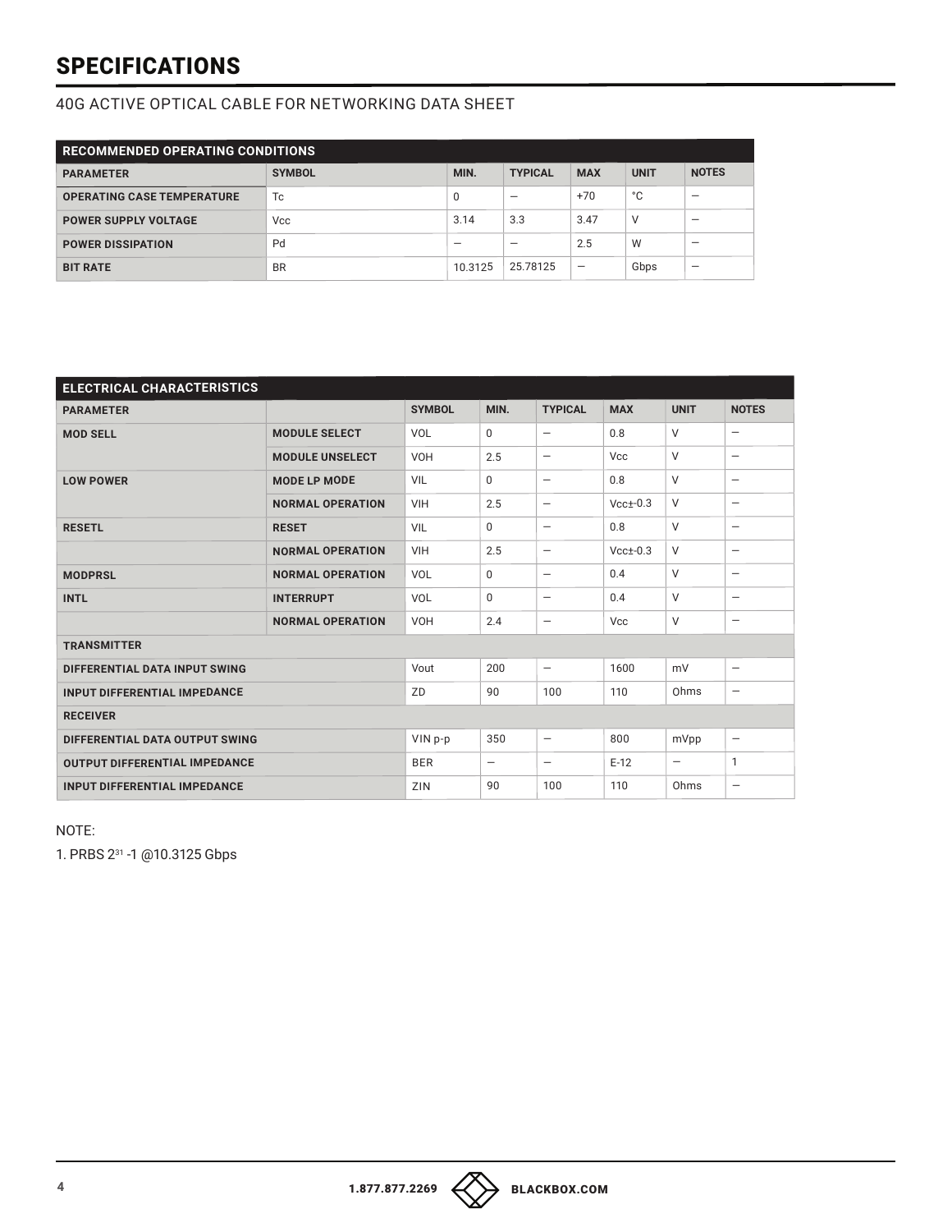# SPECIFICATIONS

40G ACTIVE OPTICAL CABLE FOR NETWORKING DATA SHEET

| RECOMMENDED OPERATING CONDITIONS | | | | | | |
|---|---|---|---|---|---|---|
| **PARAMETER** | **SYMBOL** | **MIN.** | **TYPICAL** | **MAX** | **UNIT** | **NOTES** |
| **OPERATING CASE TEMPERATURE** | Tc | 0 | — | +70 | °C | — |
| **POWER SUPPLY VOLTAGE** | Vcc | 3.14 | 3.3 | 3.47 | V | — |
| **POWER DISSIPATION** | Pd | — | — | 2.5 | W | — |
| **BIT RATE** | BR | 10.3125 | 25.78125 | — | Gbps | — |

| ELECTRICAL CHARACTERISTICS | | | | | | | |
|---|---|---|---|---|---|---|---|
| **PARAMETER** | | **SYMBOL** | **MIN.** | **TYPICAL** | **MAX** | **UNIT** | **NOTES** |
| **MOD SELL** | **MODULE SELECT** | VOL | 0 | — | 0.8 | V | — |
| | **MODULE UNSELECT** | VOH | 2.5 | — | Vcc | V | — |
| **LOW POWER** | **MODE LP MODE** | VIL | 0 | — | 0.8 | V | — |
| | **NORMAL OPERATION** | VIH | 2.5 | — | Vcc±0.3 | V | — |
| **RESETL** | **RESET** | VIL | 0 | — | 0.8 | V | — |
| | **NORMAL OPERATION** | VIH | 2.5 | — | Vcc±0.3 | V | — |
| **MODPRSL** | **NORMAL OPERATION** | VOL | 0 | — | 0.4 | V | — |
| **INTL** | **INTERRUPT** | VOL | 0 | — | 0.4 | V | — |
| | **NORMAL OPERATION** | VOH | 2.4 | — | Vcc | V | — |
| **TRANSMITTER** | | | | | | | |
| **DIFFERENTIAL DATA INPUT SWING** | | Vout | 200 | — | 1600 | mV | — |
| **INPUT DIFFERENTIAL IMPEDANCE** | | ZD | 90 | 100 | 110 | Ohms | — |
| **RECEIVER** | | | | | | | |
| **DIFFERENTIAL DATA OUTPUT SWING** | | VIN p-p | 350 | — | 800 | mVpp | — |
| **OUTPUT DIFFERENTIAL IMPEDANCE** | | BER | — | — | E-12 | — | 1 |
| **INPUT DIFFERENTIAL IMPEDANCE** | | ZIN | 90 | 100 | 110 | Ohms | — |

NOTE:

1. PRBS $2^{31}$ -1 @10.3125 Gbps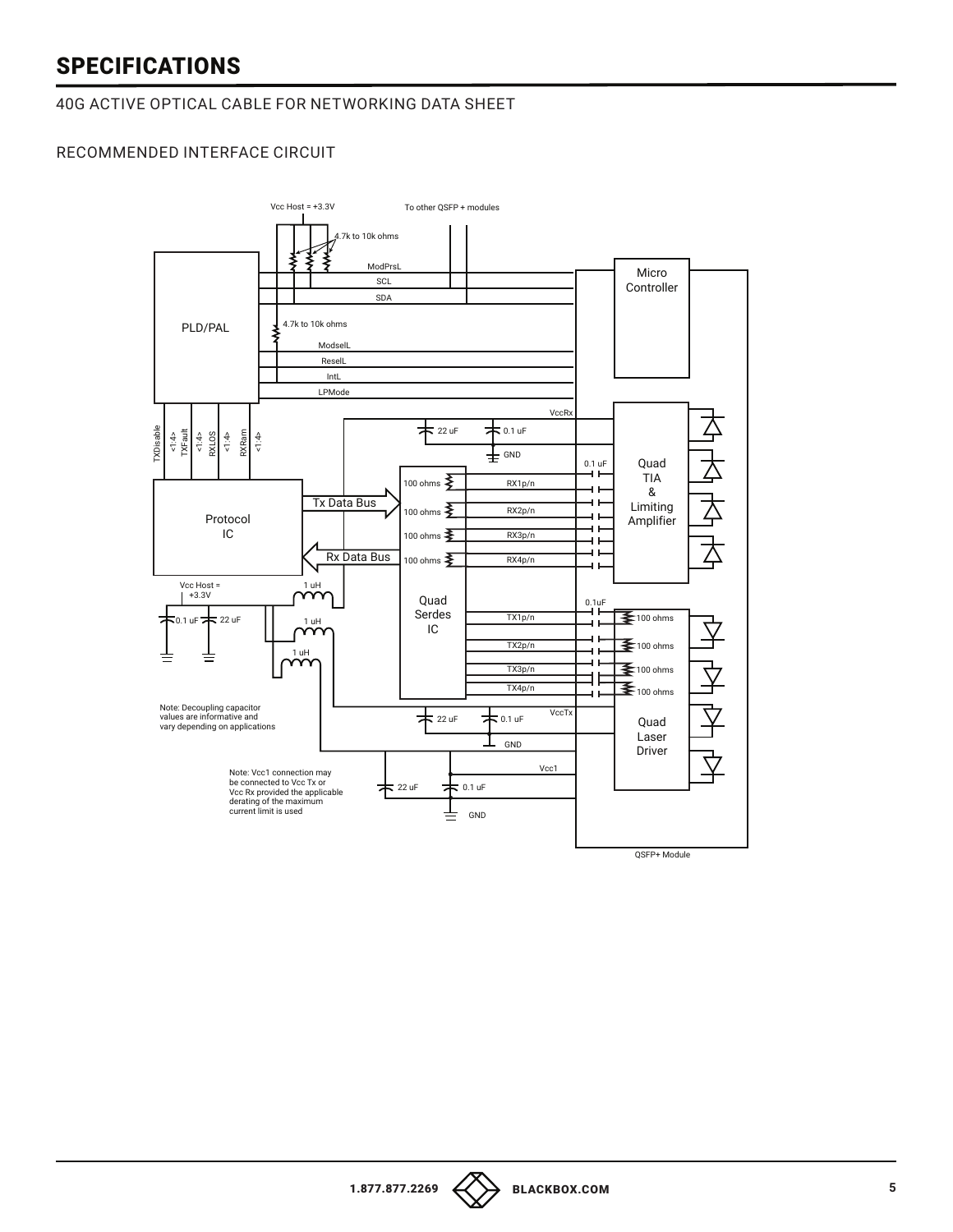# SPECIFICATIONS

40G ACTIVE OPTICAL CABLE FOR NETWORKING DATA SHEET

## RECOMMENDED INTERFACE CIRCUIT

Note: Decoupling capacitor values are informative and vary depending on applications

Note: Vcc1 connection may be connected to Vcc Tx or Vcc Rx provided the applicable derating of the maximum current limit is used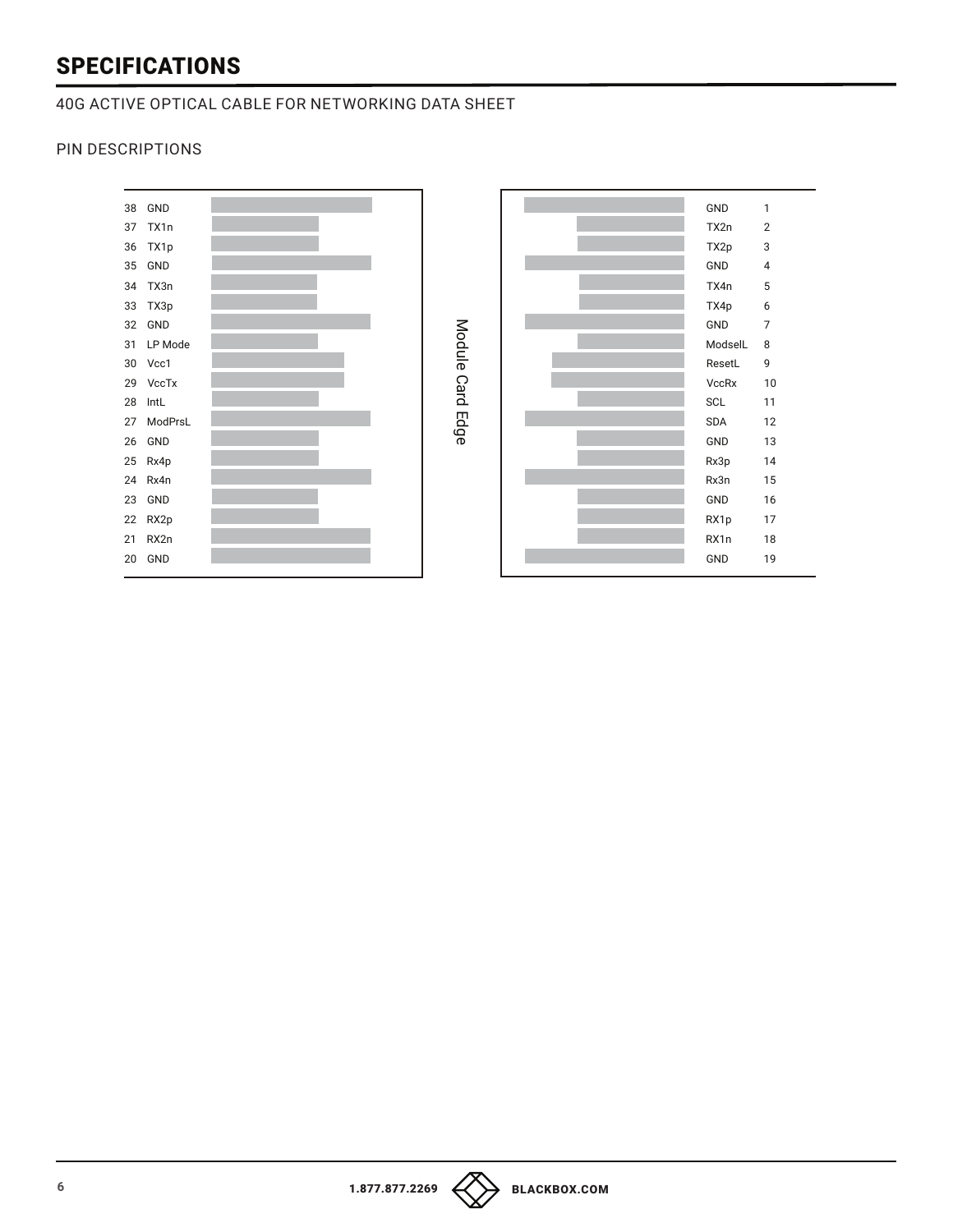# SPECIFICATIONS

40G ACTIVE OPTICAL CABLE FOR NETWORKING DATA SHEET

PIN DESCRIPTIONS

| Pin | Signal | | Signal | Pin |
|---|---|---|---|---|
| 38 | GND | | GND | 1 |
| 37 | TX1n | | TX2n | 2 |
| 36 | TX1p | | TX2p | 3 |
| 35 | GND | | GND | 4 |
| 34 | TX3n | | TX4n | 5 |
| 33 | TX3p | | TX4p | 6 |
| 32 | GND | | GND | 7 |
| 31 | LP Mode | | ModselL | 8 |
| 30 | Vcc1 | | ResetL | 9 |
| 29 | VccTx | | VccRx | 10 |
| 28 | IntL | | SCL | 11 |
| 27 | ModPrsL | | SDA | 12 |
| 26 | GND | | GND | 13 |
| 25 | Rx4p | | Rx3p | 14 |
| 24 | Rx4n | | Rx3n | 15 |
| 23 | GND | | GND | 16 |
| 22 | RX2p | | RX1p | 17 |
| 21 | RX2n | | RX1n | 18 |
| 20 | GND | | GND | 19 |

Module Card Edge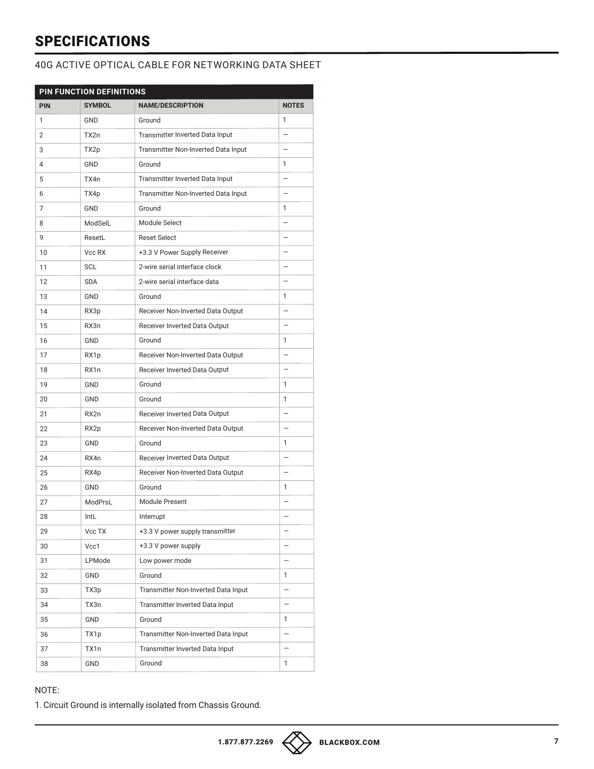# SPECIFICATIONS

40G ACTIVE OPTICAL CABLE FOR NETWORKING DATA SHEET

| PIN FUNCTION DEFINITIONS | | | |
|---|---|---|---|
| **PIN** | **SYMBOL** | **NAME/DESCRIPTION** | **NOTES** |
| 1 | GND | Ground | 1 |
| 2 | TX2n | Transmitter Inverted Data Input | — |
| 3 | TX2p | Transmitter Non-Inverted Data Input | — |
| 4 | GND | Ground | 1 |
| 5 | TX4n | Transmitter Inverted Data Input | — |
| 6 | TX4p | Transmitter Non-Inverted Data Input | — |
| 7 | GND | Ground | 1 |
| 8 | ModSelL | Module Select | — |
| 9 | ResetL | Reset Select | — |
| 10 | Vcc RX | +3.3 V Power Supply Receiver | — |
| 11 | SCL | 2-wire serial interface clock | — |
| 12 | SDA | 2-wire serial interface data | — |
| 13 | GND | Ground | 1 |
| 14 | RX3p | Receiver Non-Inverted Data Output | — |
| 15 | RX3n | Receiver Inverted Data Output | — |
| 16 | GND | Ground | 1 |
| 17 | RX1p | Receiver Non-Inverted Data Output | — |
| 18 | RX1n | Receiver Inverted Data Output | — |
| 19 | GND | Ground | 1 |
| 20 | GND | Ground | 1 |
| 21 | RX2n | Receiver Inverted Data Output | — |
| 22 | RX2p | Receiver Non-Inverted Data Output | — |
| 23 | GND | Ground | 1 |
| 24 | RX4n | Receiver Inverted Data Output | — |
| 25 | RX4p | Receiver Non-Inverted Data Output | — |
| 26 | GND | Ground | 1 |
| 27 | ModPrsL | Module Present | — |
| 28 | IntL | Interrupt | — |
| 29 | Vcc TX | +3.3 V power supply transmitter | — |
| 30 | Vcc1 | +3.3 V power supply | — |
| 31 | LPMode | Low power mode | — |
| 32 | GND | Ground | 1 |
| 33 | TX3p | Transmitter Non-Inverted Data Input | — |
| 34 | TX3n | Transmitter Inverted Data Input | — |
| 35 | GND | Ground | 1 |
| 36 | TX1p | Transmitter Non-Inverted Data Input | — |
| 37 | TX1n | Transmitter Inverted Data Input | — |
| 38 | GND | Ground | 1 |

NOTE:

1. Circuit Ground is internally isolated from Chassis Ground.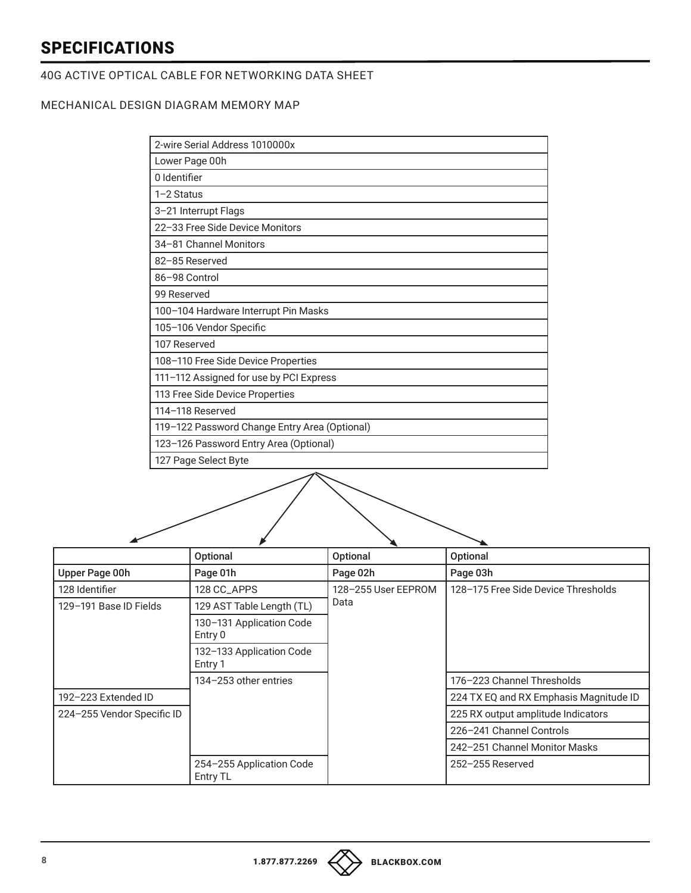## SPECIFICATIONS

40G ACTIVE OPTICAL CABLE FOR NETWORKING DATA SHEET

MECHANICAL DESIGN DIAGRAM MEMORY MAP

| 2-wire Serial Address 1010000x |
|---|
| Lower Page 00h |
| 0 Identifier |
| 1–2 Status |
| 3–21 Interrupt Flags |
| 22–33 Free Side Device Monitors |
| 34–81 Channel Monitors |
| 82–85 Reserved |
| 86–98 Control |
| 99 Reserved |
| 100–104 Hardware Interrupt Pin Masks |
| 105–106 Vendor Specific |
| 107 Reserved |
| 108–110 Free Side Device Properties |
| 111–112 Assigned for use by PCI Express |
| 113 Free Side Device Properties |
| 114–118 Reserved |
| 119–122 Password Change Entry Area (Optional) |
| 123–126 Password Entry Area (Optional) |
| 127 Page Select Byte |

| | Optional | Optional | Optional |
|---|---|---|---|
| Upper Page 00h | Page 01h | Page 02h | Page 03h |
| 128 Identifier | 128 CC_APPS | 128–255 User EEPROM Data | 128–175 Free Side Device Thresholds |
| 129–191 Base ID Fields | 129 AST Table Length (TL) | | |
| | 130–131 Application Code Entry 0 | | |
| | 132–133 Application Code Entry 1 | | |
| | 134–253 other entries | | 176–223 Channel Thresholds |
| 192–223 Extended ID | | | 224 TX EQ and RX Emphasis Magnitude ID |
| 224–255 Vendor Specific ID | | | 225 RX output amplitude Indicators |
| | | | 226–241 Channel Controls |
| | | | 242–251 Channel Monitor Masks |
| | 254–255 Application Code Entry TL | | 252–255 Reserved |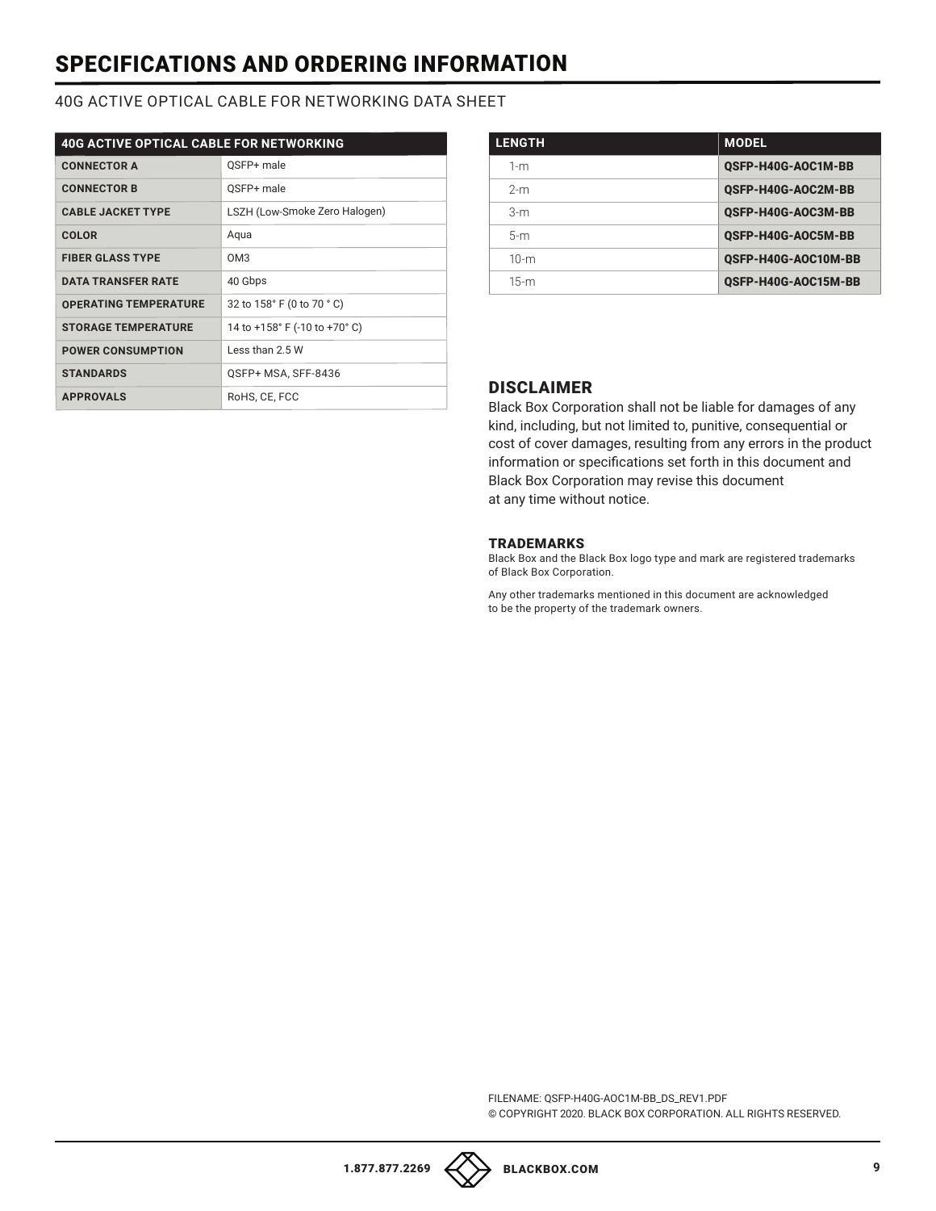# SPECIFICATIONS AND ORDERING INFORMATION

40G ACTIVE OPTICAL CABLE FOR NETWORKING DATA SHEET

| 40G ACTIVE OPTICAL CABLE FOR NETWORKING | |
|---|---|
| **CONNECTOR A** | QSFP+ male |
| **CONNECTOR B** | QSFP+ male |
| **CABLE JACKET TYPE** | LSZH (Low-Smoke Zero Halogen) |
| **COLOR** | Aqua |
| **FIBER GLASS TYPE** | OM3 |
| **DATA TRANSFER RATE** | 40 Gbps |
| **OPERATING TEMPERATURE** | 32 to 158° F (0 to 70 ° C) |
| **STORAGE TEMPERATURE** | 14 to +158° F (-10 to +70° C) |
| **POWER CONSUMPTION** | Less than 2.5 W |
| **STANDARDS** | QSFP+ MSA, SFF-8436 |
| **APPROVALS** | RoHS, CE, FCC |

| LENGTH | MODEL |
|---|---|
| 1-m | **QSFP-H40G-AOC1M-BB** |
| 2-m | **QSFP-H40G-AOC2M-BB** |
| 3-m | **QSFP-H40G-AOC3M-BB** |
| 5-m | **QSFP-H40G-AOC5M-BB** |
| 10-m | **QSFP-H40G-AOC10M-BB** |
| 15-m | **QSFP-H40G-AOC15M-BB** |

## DISCLAIMER

Black Box Corporation shall not be liable for damages of any kind, including, but not limited to, punitive, consequential or cost of cover damages, resulting from any errors in the product information or specifications set forth in this document and Black Box Corporation may revise this document at any time without notice.

### TRADEMARKS

Black Box and the Black Box logo type and mark are registered trademarks of Black Box Corporation.

Any other trademarks mentioned in this document are acknowledged to be the property of the trademark owners.

FILENAME: QSFP-H40G-AOC1M-BB_DS_REV1.PDF
© COPYRIGHT 2020. BLACK BOX CORPORATION. ALL RIGHTS RESERVED.